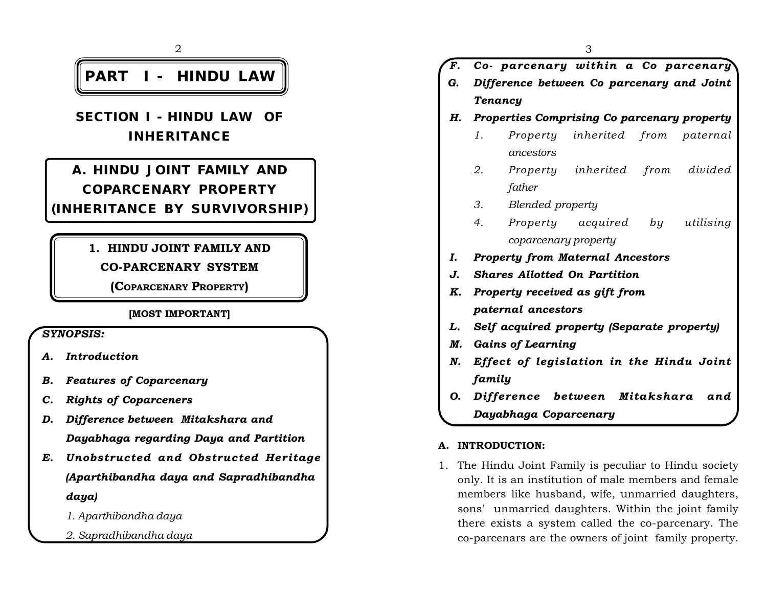# PART I - HINDU LAW

## SECTION I - HINDU LAW OF INHERITANCE

## A. HINDU JOINT FAMILY AND COPARCENARY PROPERTY (INHERITANCE BY SURVIVORSHIP)

### 1. HINDU JOINT FAMILY AND CO-PARCENARY SYSTEM (COPARCENARY PROPERTY)

**[MOST IMPORTANT]**

***SYNOPSIS:***

- ***A. Introduction***
- ***B. Features of Coparcenary***
- ***C. Rights of Coparceners***
- ***D. Difference between Mitakshara and Dayabhaga regarding Daya and Partition***
- ***E. Unobstructed and Obstructed Heritage (Aparthibandha daya and Sapradhibandha daya)***
  - *1. Aparthibandha daya*
  - *2. Sapradhibandha daya*
- ***F. Co- parcenary within a Co parcenary***
- ***G. Difference between Co parcenary and Joint Tenancy***
- ***H. Properties Comprising Co parcenary property***
  - *1. Property inherited from paternal ancestors*
  - *2. Property inherited from divided father*
  - *3. Blended property*
  - *4. Property acquired by utilising coparcenary property*
- ***I. Property from Maternal Ancestors***
- ***J. Shares Allotted On Partition***
- ***K. Property received as gift from paternal ancestors***
- ***L. Self acquired property (Separate property)***
- ***M. Gains of Learning***
- ***N. Effect of legislation in the Hindu Joint family***
- ***O. Difference between Mitakshara and Dayabhaga Coparcenary***

**A. INTRODUCTION:**

1. The Hindu Joint Family is peculiar to Hindu society only. It is an institution of male members and female members like husband, wife, unmarried daughters, sons' unmarried daughters. Within the joint family there exists a system called the co-parcenary. The co-parcenars are the owners of joint family property.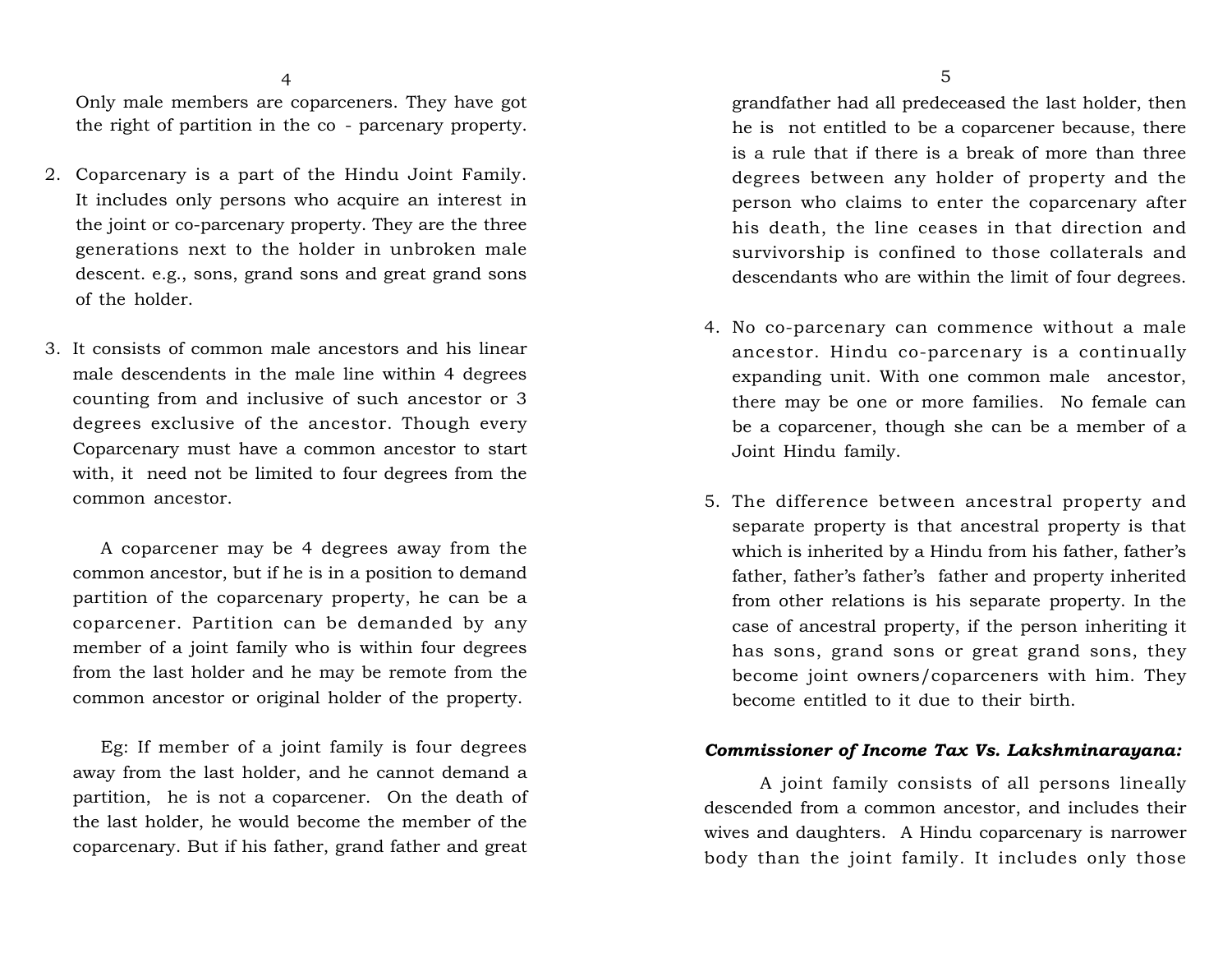Only male members are coparceners. They have got the right of partition in the co - parcenary property.

2. Coparcenary is a part of the Hindu Joint Family. It includes only persons who acquire an interest in the joint or co-parcenary property. They are the three generations next to the holder in unbroken male descent. e.g., sons, grand sons and great grand sons of the holder.

3. It consists of common male ancestors and his linear male descendents in the male line within 4 degrees counting from and inclusive of such ancestor or 3 degrees exclusive of the ancestor. Though every Coparcenary must have a common ancestor to start with, it need not be limited to four degrees from the common ancestor.

   A coparcener may be 4 degrees away from the common ancestor, but if he is in a position to demand partition of the coparcenary property, he can be a coparcener. Partition can be demanded by any member of a joint family who is within four degrees from the last holder and he may be remote from the common ancestor or original holder of the property.

   Eg: If member of a joint family is four degrees away from the last holder, and he cannot demand a partition, he is not a coparcener. On the death of the last holder, he would become the member of the coparcenary. But if his father, grand father and great grandfather had all predeceased the last holder, then he is not entitled to be a coparcener because, there is a rule that if there is a break of more than three degrees between any holder of property and the person who claims to enter the coparcenary after his death, the line ceases in that direction and survivorship is confined to those collaterals and descendants who are within the limit of four degrees.

4. No co-parcenary can commence without a male ancestor. Hindu co-parcenary is a continually expanding unit. With one common male ancestor, there may be one or more families. No female can be a coparcener, though she can be a member of a Joint Hindu family.

5. The difference between ancestral property and separate property is that ancestral property is that which is inherited by a Hindu from his father, father's father, father's father's father and property inherited from other relations is his separate property. In the case of ancestral property, if the person inheriting it has sons, grand sons or great grand sons, they become joint owners/coparceners with him. They become entitled to it due to their birth.

***Commissioner of Income Tax Vs. Lakshminarayana:***

A joint family consists of all persons lineally descended from a common ancestor, and includes their wives and daughters. A Hindu coparcenary is narrower body than the joint family. It includes only those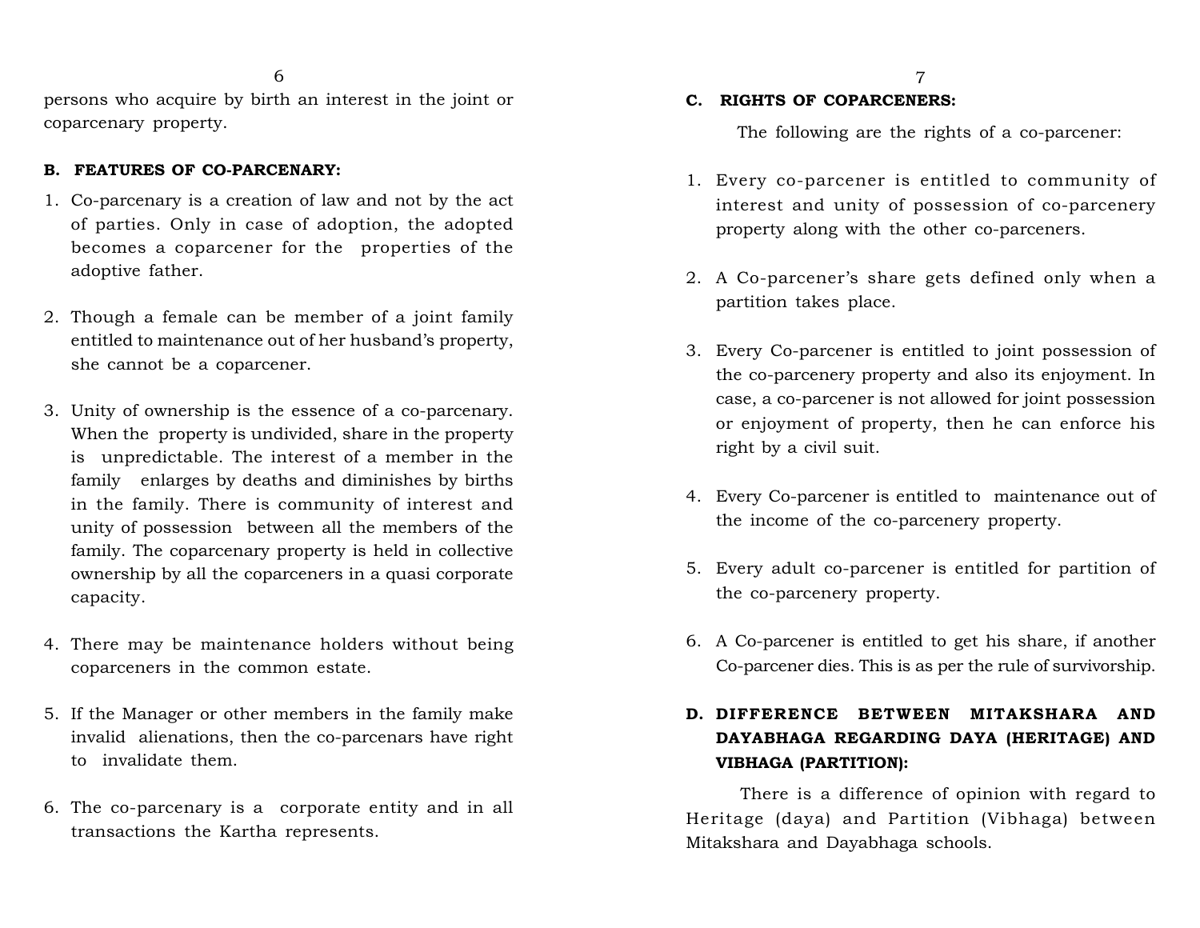persons who acquire by birth an interest in the joint or coparcenary property.

**B. FEATURES OF CO-PARCENARY:**

1. Co-parcenary is a creation of law and not by the act of parties. Only in case of adoption, the adopted becomes a coparcener for the properties of the adoptive father.

2. Though a female can be member of a joint family entitled to maintenance out of her husband's property, she cannot be a coparcener.

3. Unity of ownership is the essence of a co-parcenary. When the property is undivided, share in the property is unpredictable. The interest of a member in the family enlarges by deaths and diminishes by births in the family. There is community of interest and unity of possession between all the members of the family. The coparcenary property is held in collective ownership by all the coparceners in a quasi corporate capacity.

4. There may be maintenance holders without being coparceners in the common estate.

5. If the Manager or other members in the family make invalid alienations, then the co-parcenars have right to invalidate them.

6. The co-parcenary is a corporate entity and in all transactions the Kartha represents.

**C. RIGHTS OF COPARCENERS:**

The following are the rights of a co-parcener:

1. Every co-parcener is entitled to community of interest and unity of possession of co-parcenery property along with the other co-parceners.

2. A Co-parcener's share gets defined only when a partition takes place.

3. Every Co-parcener is entitled to joint possession of the co-parcenery property and also its enjoyment. In case, a co-parcener is not allowed for joint possession or enjoyment of property, then he can enforce his right by a civil suit.

4. Every Co-parcener is entitled to maintenance out of the income of the co-parcenery property.

5. Every adult co-parcener is entitled for partition of the co-parcenery property.

6. A Co-parcener is entitled to get his share, if another Co-parcener dies. This is as per the rule of survivorship.

**D. DIFFERENCE BETWEEN MITAKSHARA AND DAYABHAGA REGARDING DAYA (HERITAGE) AND VIBHAGA (PARTITION):**

There is a difference of opinion with regard to Heritage (daya) and Partition (Vibhaga) between Mitakshara and Dayabhaga schools.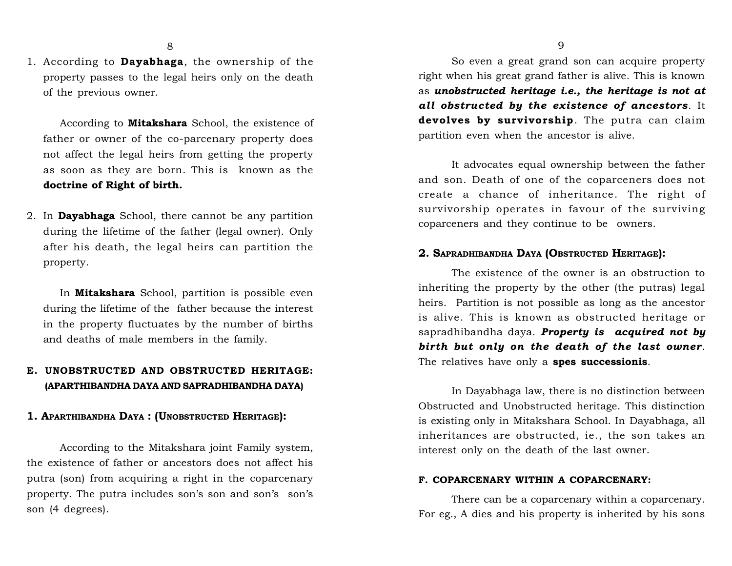1. According to **Dayabhaga**, the ownership of the property passes to the legal heirs only on the death of the previous owner.

   According to **Mitakshara** School, the existence of father or owner of the co-parcenary property does not affect the legal heirs from getting the property as soon as they are born. This is known as the **doctrine of Right of birth.**

2. In **Dayabhaga** School, there cannot be any partition during the lifetime of the father (legal owner). Only after his death, the legal heirs can partition the property.

   In **Mitakshara** School, partition is possible even during the lifetime of the father because the interest in the property fluctuates by the number of births and deaths of male members in the family.

## E. UNOBSTRUCTED AND OBSTRUCTED HERITAGE: (APARTHIBANDHA DAYA AND SAPRADHIBANDHA DAYA)

### 1. Aparthibandha Daya : (Unobstructed Heritage):

According to the Mitakshara joint Family system, the existence of father or ancestors does not affect his putra (son) from acquiring a right in the coparcenary property. The putra includes son's son and son's son's son (4 degrees).

So even a great grand son can acquire property right when his great grand father is alive. This is known as ***unobstructed heritage i.e., the heritage is not at all obstructed by the existence of ancestors***. It **devolves by survivorship**. The putra can claim partition even when the ancestor is alive.

It advocates equal ownership between the father and son. Death of one of the coparceners does not create a chance of inheritance. The right of survivorship operates in favour of the surviving coparceners and they continue to be owners.

### 2. Sapradhibandha Daya (Obstructed Heritage):

The existence of the owner is an obstruction to inheriting the property by the other (the putras) legal heirs. Partition is not possible as long as the ancestor is alive. This is known as obstructed heritage or sapradhibandha daya. ***Property is acquired not by birth but only on the death of the last owner***. The relatives have only a **spes successionis**.

In Dayabhaga law, there is no distinction between Obstructed and Unobstructed heritage. This distinction is existing only in Mitakshara School. In Dayabhaga, all inheritances are obstructed, ie., the son takes an interest only on the death of the last owner.

## F. COPARCENARY WITHIN A COPARCENARY:

There can be a coparcenary within a coparcenary. For eg., A dies and his property is inherited by his sons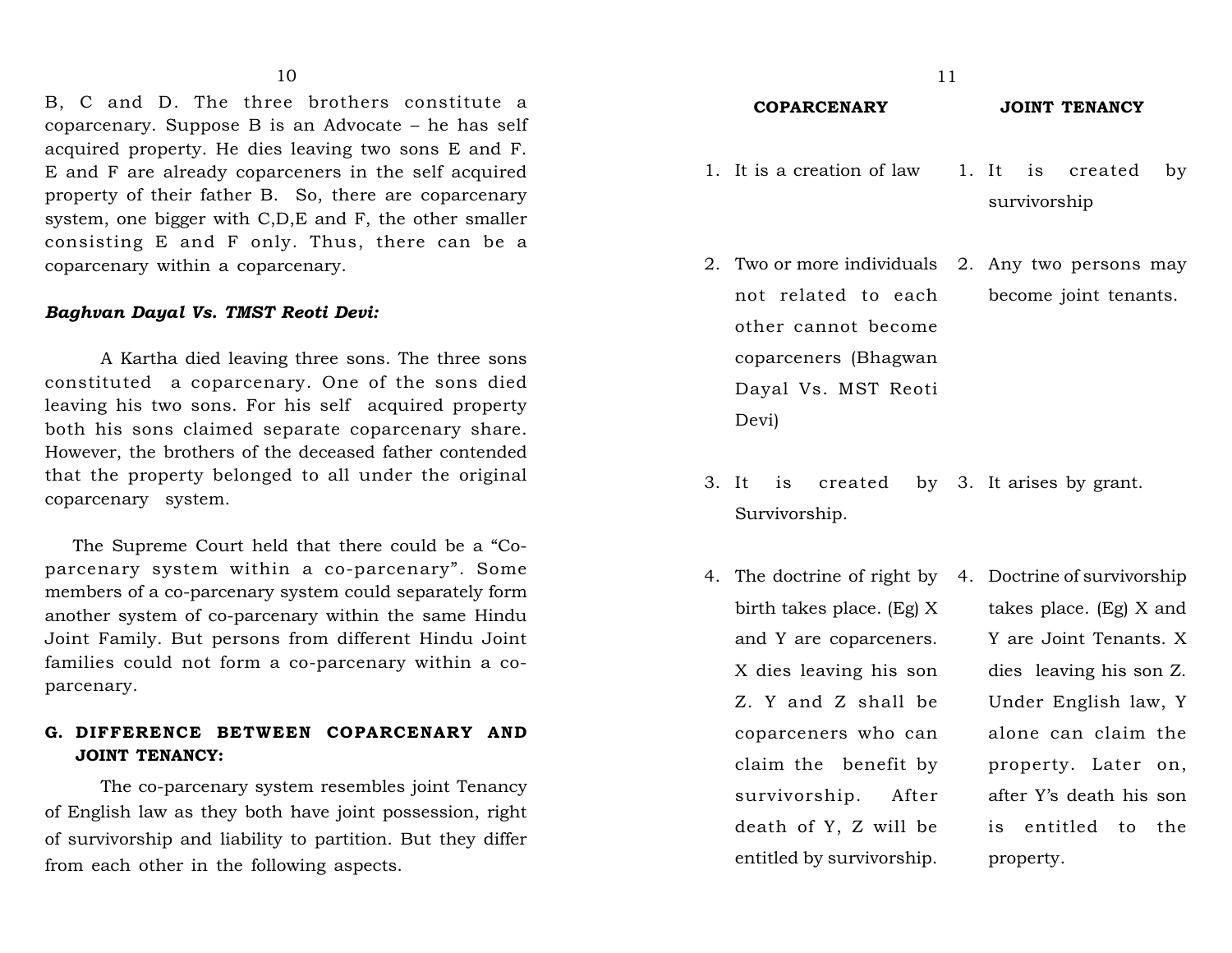B, C and D. The three brothers constitute a coparcenary. Suppose B is an Advocate – he has self acquired property. He dies leaving two sons E and F. E and F are already coparceners in the self acquired property of their father B. So, there are coparcenary system, one bigger with C,D,E and F, the other smaller consisting E and F only. Thus, there can be a coparcenary within a coparcenary.

***Baghvan Dayal Vs. TMST Reoti Devi:***

A Kartha died leaving three sons. The three sons constituted a coparcenary. One of the sons died leaving his two sons. For his self acquired property both his sons claimed separate coparcenary share. However, the brothers of the deceased father contended that the property belonged to all under the original coparcenary system.

The Supreme Court held that there could be a "Co-parcenary system within a co-parcenary". Some members of a co-parcenary system could separately form another system of co-parcenary within the same Hindu Joint Family. But persons from different Hindu Joint families could not form a co-parcenary within a co-parcenary.

### G. DIFFERENCE BETWEEN COPARCENARY AND JOINT TENANCY:

The co-parcenary system resembles joint Tenancy of English law as they both have joint possession, right of survivorship and liability to partition. But they differ from each other in the following aspects.

| COPARCENARY | JOINT TENANCY |
|---|---|
| 1. It is a creation of law | 1. It is created by survivorship |
| 2. Two or more individuals not related to each other cannot become coparceners (Bhagwan Dayal Vs. MST Reoti Devi) | 2. Any two persons may become joint tenants. |
| 3. It is created by Survivorship. | 3. It arises by grant. |
| 4. The doctrine of right by birth takes place. (Eg) X and Y are coparceners. X dies leaving his son Z. Y and Z shall be coparceners who can claim the benefit by survivorship. After death of Y, Z will be entitled by survivorship. | 4. Doctrine of survivorship takes place. (Eg) X and Y are Joint Tenants. X dies leaving his son Z. Under English law, Y alone can claim the property. Later on, after Y's death his son is entitled to the property. |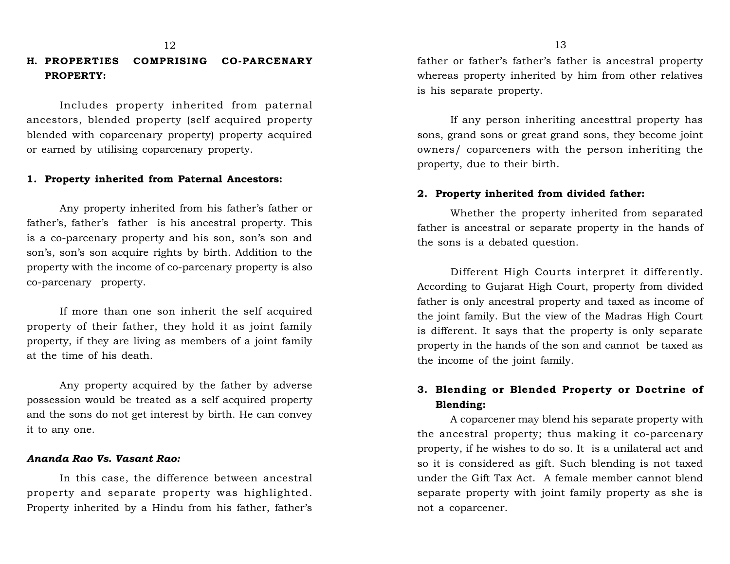## H. PROPERTIES COMPRISING CO-PARCENARY PROPERTY:

Includes property inherited from paternal ancestors, blended property (self acquired property blended with coparcenary property) property acquired or earned by utilising coparcenary property.

### 1. Property inherited from Paternal Ancestors:

Any property inherited from his father's father or father's, father's father is his ancestral property. This is a co-parcenary property and his son, son's son and son's, son's son acquire rights by birth. Addition to the property with the income of co-parcenary property is also co-parcenary property.

If more than one son inherit the self acquired property of their father, they hold it as joint family property, if they are living as members of a joint family at the time of his death.

Any property acquired by the father by adverse possession would be treated as a self acquired property and the sons do not get interest by birth. He can convey it to any one.

***Ananda Rao Vs. Vasant Rao:***

In this case, the difference between ancestral property and separate property was highlighted. Property inherited by a Hindu from his father, father's father or father's father's father is ancestral property whereas property inherited by him from other relatives is his separate property.

If any person inheriting ancesttral property has sons, grand sons or great grand sons, they become joint owners/ coparceners with the person inheriting the property, due to their birth.

### 2. Property inherited from divided father:

Whether the property inherited from separated father is ancestral or separate property in the hands of the sons is a debated question.

Different High Courts interpret it differently. According to Gujarat High Court, property from divided father is only ancestral property and taxed as income of the joint family. But the view of the Madras High Court is different. It says that the property is only separate property in the hands of the son and cannot be taxed as the income of the joint family.

### 3. Blending or Blended Property or Doctrine of Blending:

A coparcener may blend his separate property with the ancestral property; thus making it co-parcenary property, if he wishes to do so. It is a unilateral act and so it is considered as gift. Such blending is not taxed under the Gift Tax Act. A female member cannot blend separate property with joint family property as she is not a coparcener.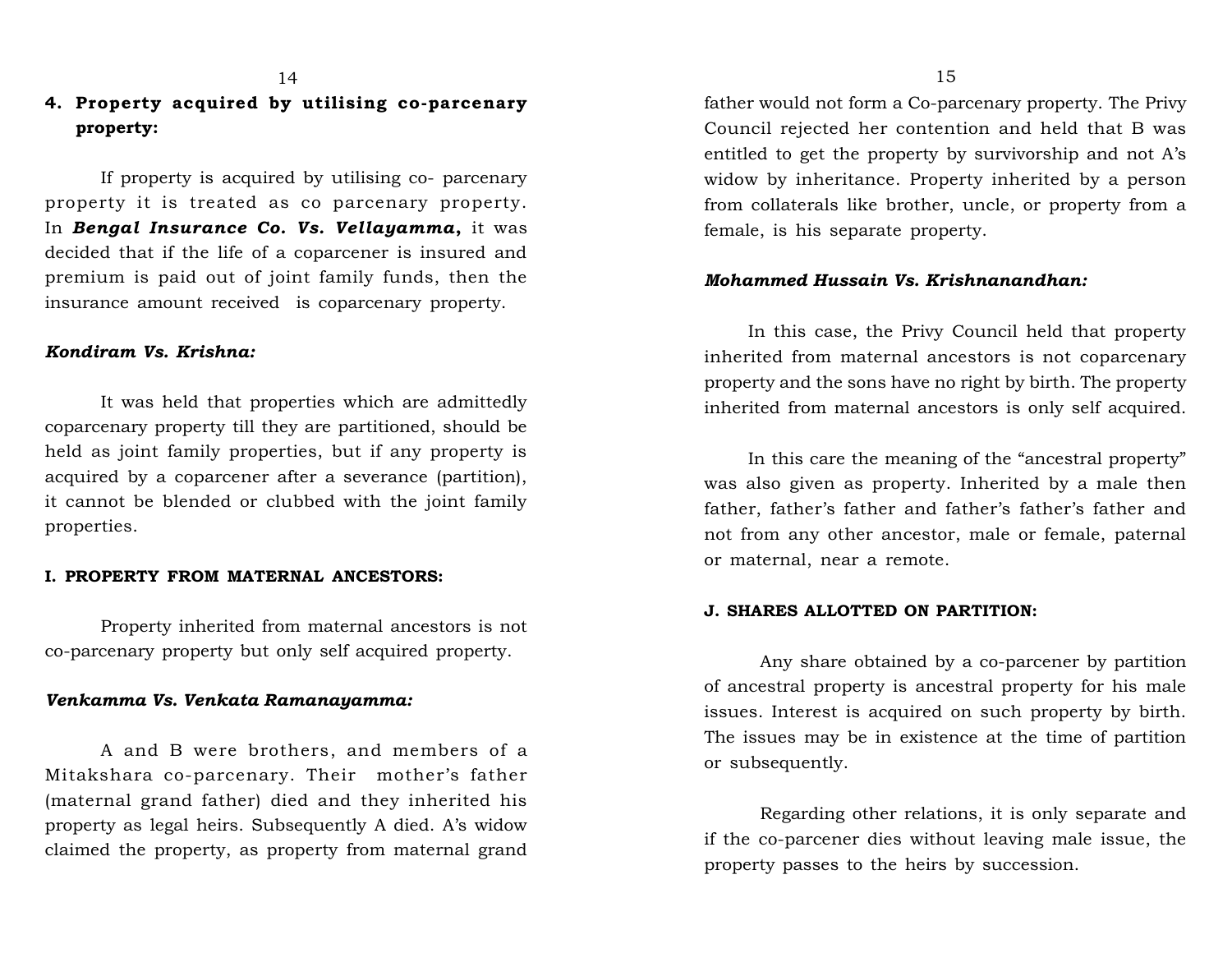## 4. Property acquired by utilising co-parcenary property:

If property is acquired by utilising co- parcenary property it is treated as co parcenary property. In ***Bengal Insurance Co. Vs. Vellayamma,*** it was decided that if the life of a coparcener is insured and premium is paid out of joint family funds, then the insurance amount received is coparcenary property.

***Kondiram Vs. Krishna:***

It was held that properties which are admittedly coparcenary property till they are partitioned, should be held as joint family properties, but if any property is acquired by a coparcener after a severance (partition), it cannot be blended or clubbed with the joint family properties.

### I. PROPERTY FROM MATERNAL ANCESTORS:

Property inherited from maternal ancestors is not co-parcenary property but only self acquired property.

***Venkamma Vs. Venkata Ramanayamma:***

A and B were brothers, and members of a Mitakshara co-parcenary. Their mother's father (maternal grand father) died and they inherited his property as legal heirs. Subsequently A died. A's widow claimed the property, as property from maternal grand father would not form a Co-parcenary property. The Privy Council rejected her contention and held that B was entitled to get the property by survivorship and not A's widow by inheritance. Property inherited by a person from collaterals like brother, uncle, or property from a female, is his separate property.

***Mohammed Hussain Vs. Krishnanandhan:***

In this case, the Privy Council held that property inherited from maternal ancestors is not coparcenary property and the sons have no right by birth. The property inherited from maternal ancestors is only self acquired.

In this care the meaning of the "ancestral property" was also given as property. Inherited by a male then father, father's father and father's father's father and not from any other ancestor, male or female, paternal or maternal, near a remote.

### J. SHARES ALLOTTED ON PARTITION:

Any share obtained by a co-parcener by partition of ancestral property is ancestral property for his male issues. Interest is acquired on such property by birth. The issues may be in existence at the time of partition or subsequently.

Regarding other relations, it is only separate and if the co-parcener dies without leaving male issue, the property passes to the heirs by succession.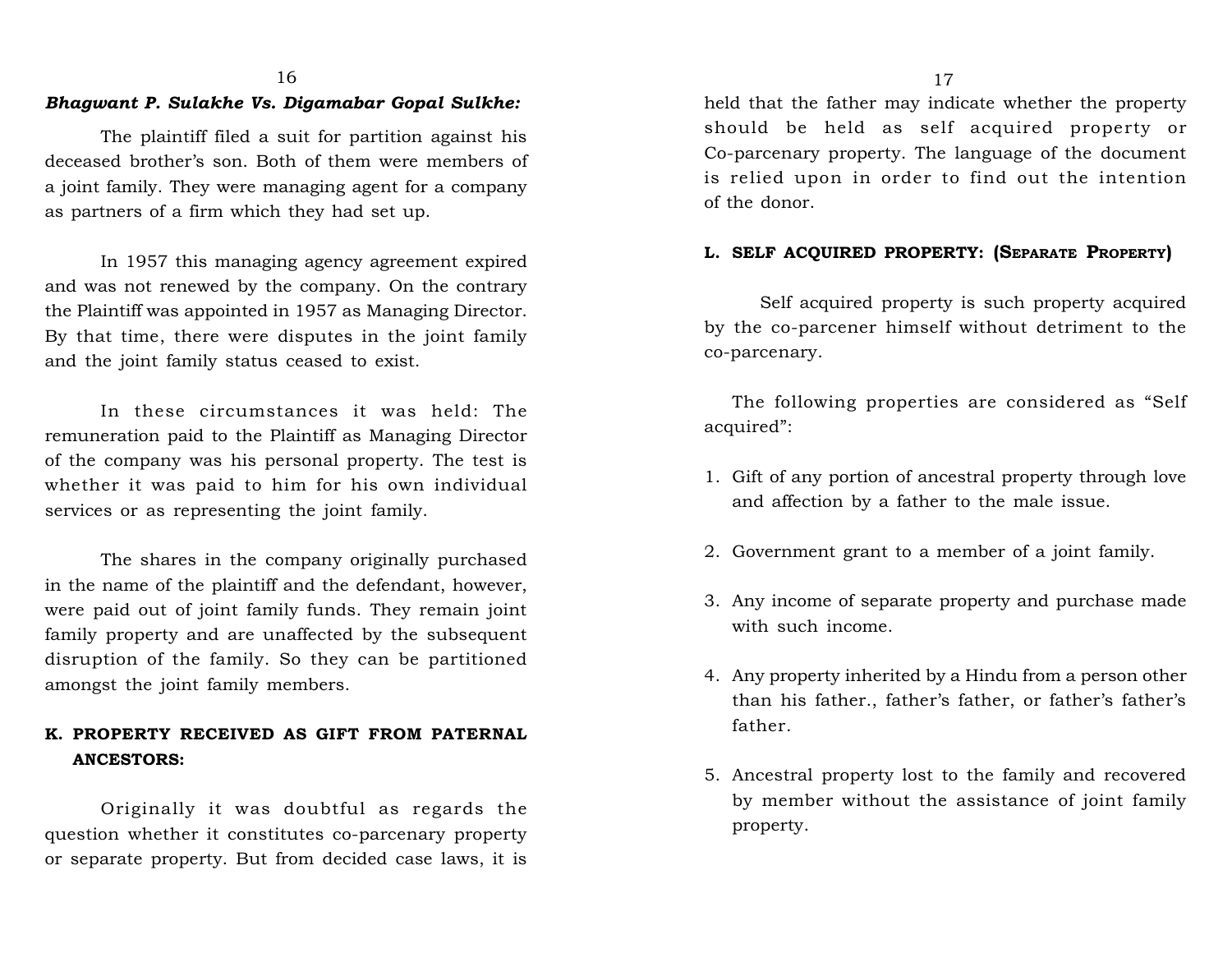***Bhagwant P. Sulakhe Vs. Digamabar Gopal Sulkhe:***

The plaintiff filed a suit for partition against his deceased brother's son. Both of them were members of a joint family. They were managing agent for a company as partners of a firm which they had set up.

In 1957 this managing agency agreement expired and was not renewed by the company. On the contrary the Plaintiff was appointed in 1957 as Managing Director. By that time, there were disputes in the joint family and the joint family status ceased to exist.

In these circumstances it was held: The remuneration paid to the Plaintiff as Managing Director of the company was his personal property. The test is whether it was paid to him for his own individual services or as representing the joint family.

The shares in the company originally purchased in the name of the plaintiff and the defendant, however, were paid out of joint family funds. They remain joint family property and are unaffected by the subsequent disruption of the family. So they can be partitioned amongst the joint family members.

### K. PROPERTY RECEIVED AS GIFT FROM PATERNAL ANCESTORS:

Originally it was doubtful as regards the question whether it constitutes co-parcenary property or separate property. But from decided case laws, it is held that the father may indicate whether the property should be held as self acquired property or Co-parcenary property. The language of the document is relied upon in order to find out the intention of the donor.

### L. SELF ACQUIRED PROPERTY: (SEPARATE PROPERTY)

Self acquired property is such property acquired by the co-parcener himself without detriment to the co-parcenary.

The following properties are considered as "Self acquired":

1. Gift of any portion of ancestral property through love and affection by a father to the male issue.
2. Government grant to a member of a joint family.
3. Any income of separate property and purchase made with such income.
4. Any property inherited by a Hindu from a person other than his father., father's father, or father's father's father.
5. Ancestral property lost to the family and recovered by member without the assistance of joint family property.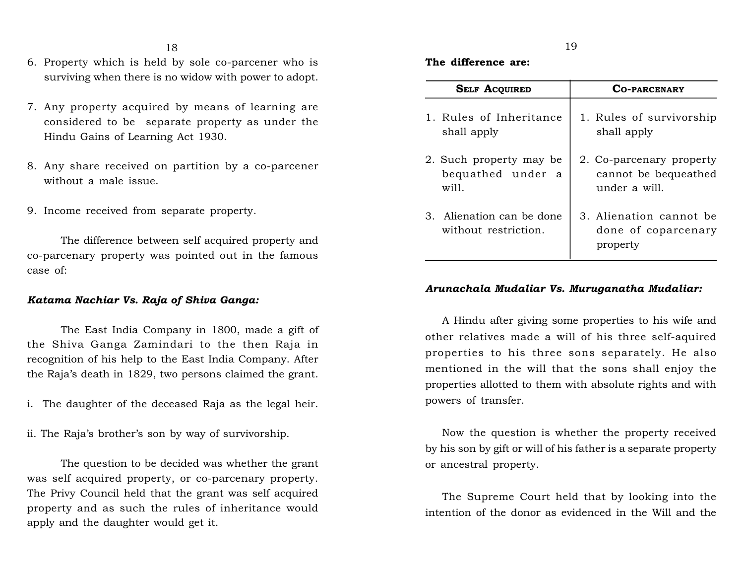6. Property which is held by sole co-parcener who is surviving when there is no widow with power to adopt.

7. Any property acquired by means of learning are considered to be separate property as under the Hindu Gains of Learning Act 1930.

8. Any share received on partition by a co-parcener without a male issue.

9. Income received from separate property.

The difference between self acquired property and co-parcenary property was pointed out in the famous case of:

***Katama Nachiar Vs. Raja of Shiva Ganga:***

The East India Company in 1800, made a gift of the Shiva Ganga Zamindari to the then Raja in recognition of his help to the East India Company. After the Raja's death in 1829, two persons claimed the grant.

i. The daughter of the deceased Raja as the legal heir.

ii. The Raja's brother's son by way of survivorship.

The question to be decided was whether the grant was self acquired property, or co-parcenary property. The Privy Council held that the grant was self acquired property and as such the rules of inheritance would apply and the daughter would get it.

**The difference are:**

| SELF ACQUIRED | CO-PARCENARY |
|---|---|
| 1. Rules of Inheritance shall apply | 1. Rules of survivorship shall apply |
| 2. Such property may be bequathed under a will. | 2. Co-parcenary property cannot be bequeathed under a will. |
| 3. Alienation can be done without restriction. | 3. Alienation cannot be done of coparcenary property |

***Arunachala Mudaliar Vs. Muruganatha Mudaliar:***

A Hindu after giving some properties to his wife and other relatives made a will of his three self-aquired properties to his three sons separately. He also mentioned in the will that the sons shall enjoy the properties allotted to them with absolute rights and with powers of transfer.

Now the question is whether the property received by his son by gift or will of his father is a separate property or ancestral property.

The Supreme Court held that by looking into the intention of the donor as evidenced in the Will and the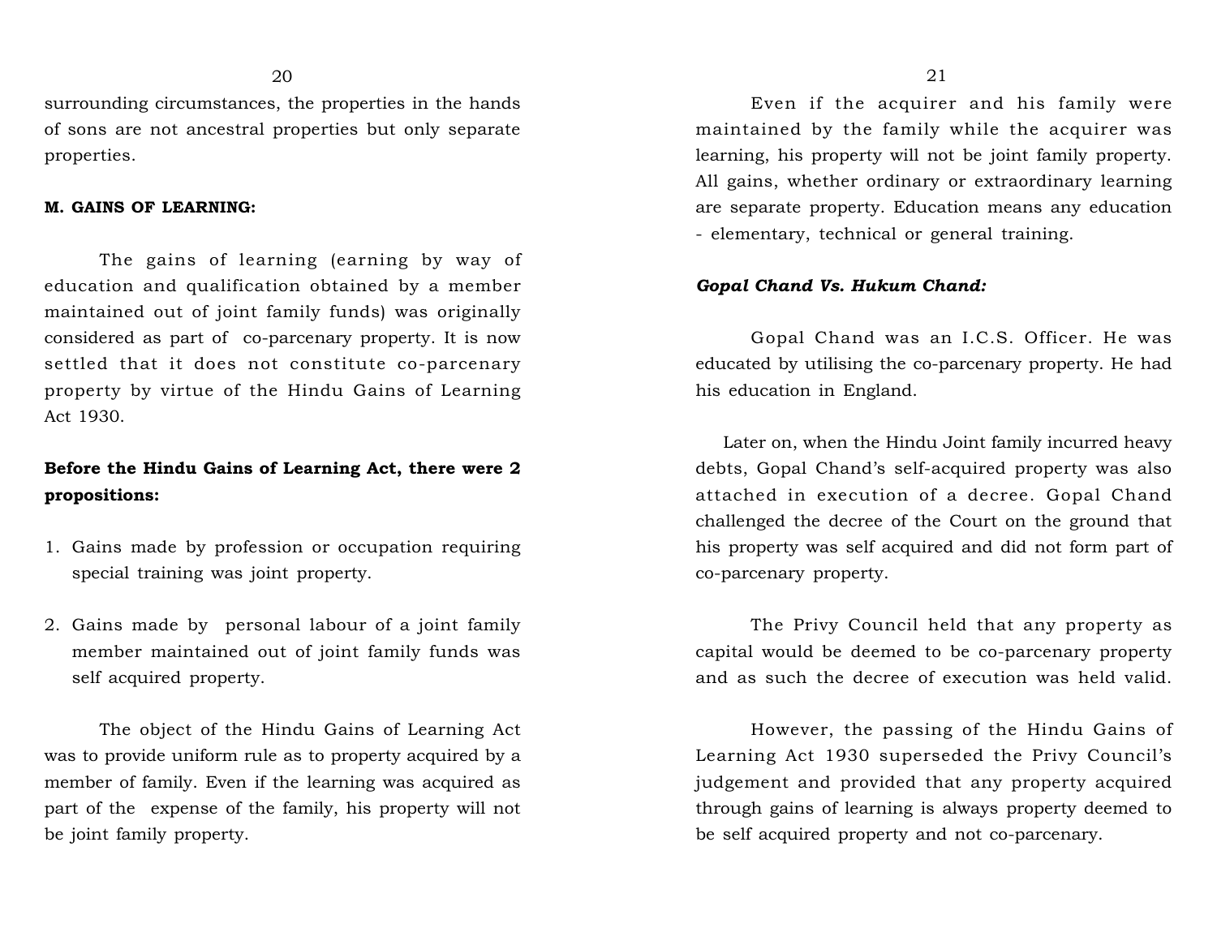surrounding circumstances, the properties in the hands of sons are not ancestral properties but only separate properties.

**M. GAINS OF LEARNING:**

The gains of learning (earning by way of education and qualification obtained by a member maintained out of joint family funds) was originally considered as part of co-parcenary property. It is now settled that it does not constitute co-parcenary property by virtue of the Hindu Gains of Learning Act 1930.

**Before the Hindu Gains of Learning Act, there were 2 propositions:**

1. Gains made by profession or occupation requiring special training was joint property.
2. Gains made by personal labour of a joint family member maintained out of joint family funds was self acquired property.

The object of the Hindu Gains of Learning Act was to provide uniform rule as to property acquired by a member of family. Even if the learning was acquired as part of the expense of the family, his property will not be joint family property.

Even if the acquirer and his family were maintained by the family while the acquirer was learning, his property will not be joint family property. All gains, whether ordinary or extraordinary learning are separate property. Education means any education - elementary, technical or general training.

***Gopal Chand Vs. Hukum Chand:***

Gopal Chand was an I.C.S. Officer. He was educated by utilising the co-parcenary property. He had his education in England.

Later on, when the Hindu Joint family incurred heavy debts, Gopal Chand's self-acquired property was also attached in execution of a decree. Gopal Chand challenged the decree of the Court on the ground that his property was self acquired and did not form part of co-parcenary property.

The Privy Council held that any property as capital would be deemed to be co-parcenary property and as such the decree of execution was held valid.

However, the passing of the Hindu Gains of Learning Act 1930 superseded the Privy Council's judgement and provided that any property acquired through gains of learning is always property deemed to be self acquired property and not co-parcenary.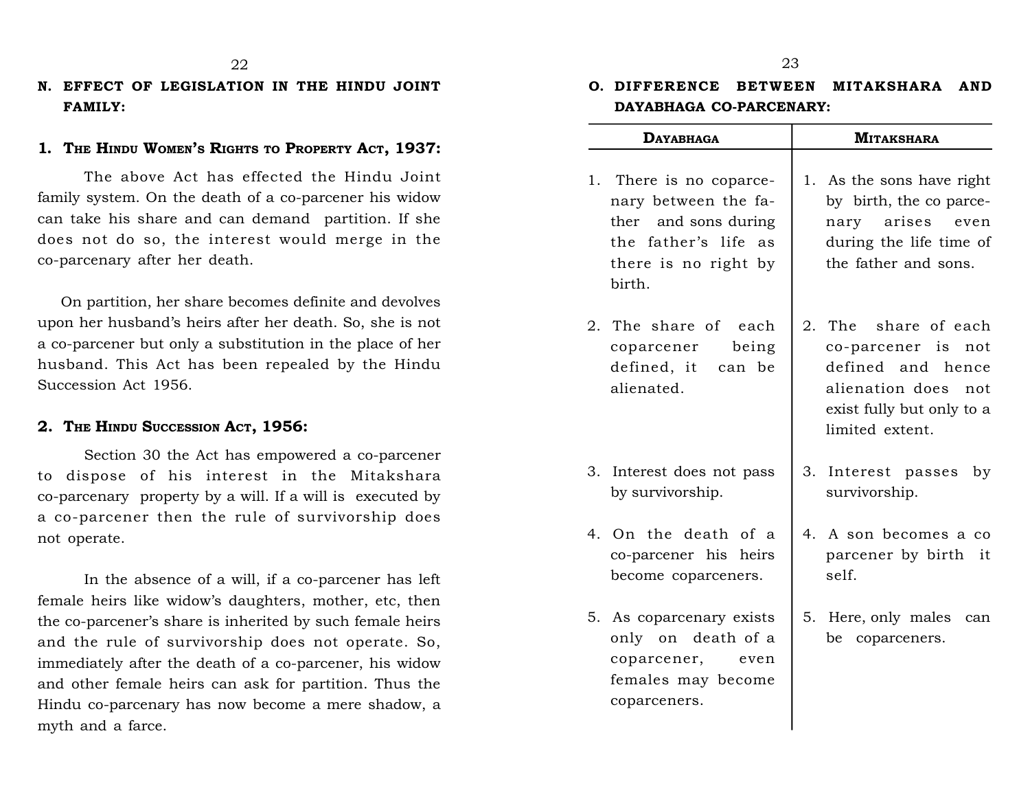## N. EFFECT OF LEGISLATION IN THE HINDU JOINT FAMILY:

### 1. The Hindu Women's Rights to Property Act, 1937:

The above Act has effected the Hindu Joint family system. On the death of a co-parcener his widow can take his share and can demand partition. If she does not do so, the interest would merge in the co-parcenary after her death.

On partition, her share becomes definite and devolves upon her husband's heirs after her death. So, she is not a co-parcener but only a substitution in the place of her husband. This Act has been repealed by the Hindu Succession Act 1956.

### 2. The Hindu Succession Act, 1956:

Section 30 the Act has empowered a co-parcener to dispose of his interest in the Mitakshara co-parcenary property by a will. If a will is executed by a co-parcener then the rule of survivorship does not operate.

In the absence of a will, if a co-parcener has left female heirs like widow's daughters, mother, etc, then the co-parcener's share is inherited by such female heirs and the rule of survivorship does not operate. So, immediately after the death of a co-parcener, his widow and other female heirs can ask for partition. Thus the Hindu co-parcenary has now become a mere shadow, a myth and a farce.

## O. DIFFERENCE BETWEEN MITAKSHARA AND DAYABHAGA CO-PARCENARY:

| Dayabhaga | Mitakshara |
|---|---|
| 1. There is no coparcenary between the father and sons during the father's life as there is no right by birth. | 1. As the sons have right by birth, the co parcenary arises even during the life time of the father and sons. |
| 2. The share of each coparcener being defined, it can be alienated. | 2. The share of each co-parcener is not defined and hence alienation does not exist fully but only to a limited extent. |
| 3. Interest does not pass by survivorship. | 3. Interest passes by survivorship. |
| 4. On the death of a co-parcener his heirs become coparceners. | 4. A son becomes a co parcener by birth it self. |
| 5. As coparcenary exists only on death of a coparcener, even females may become coparceners. | 5. Here, only males can be coparceners. |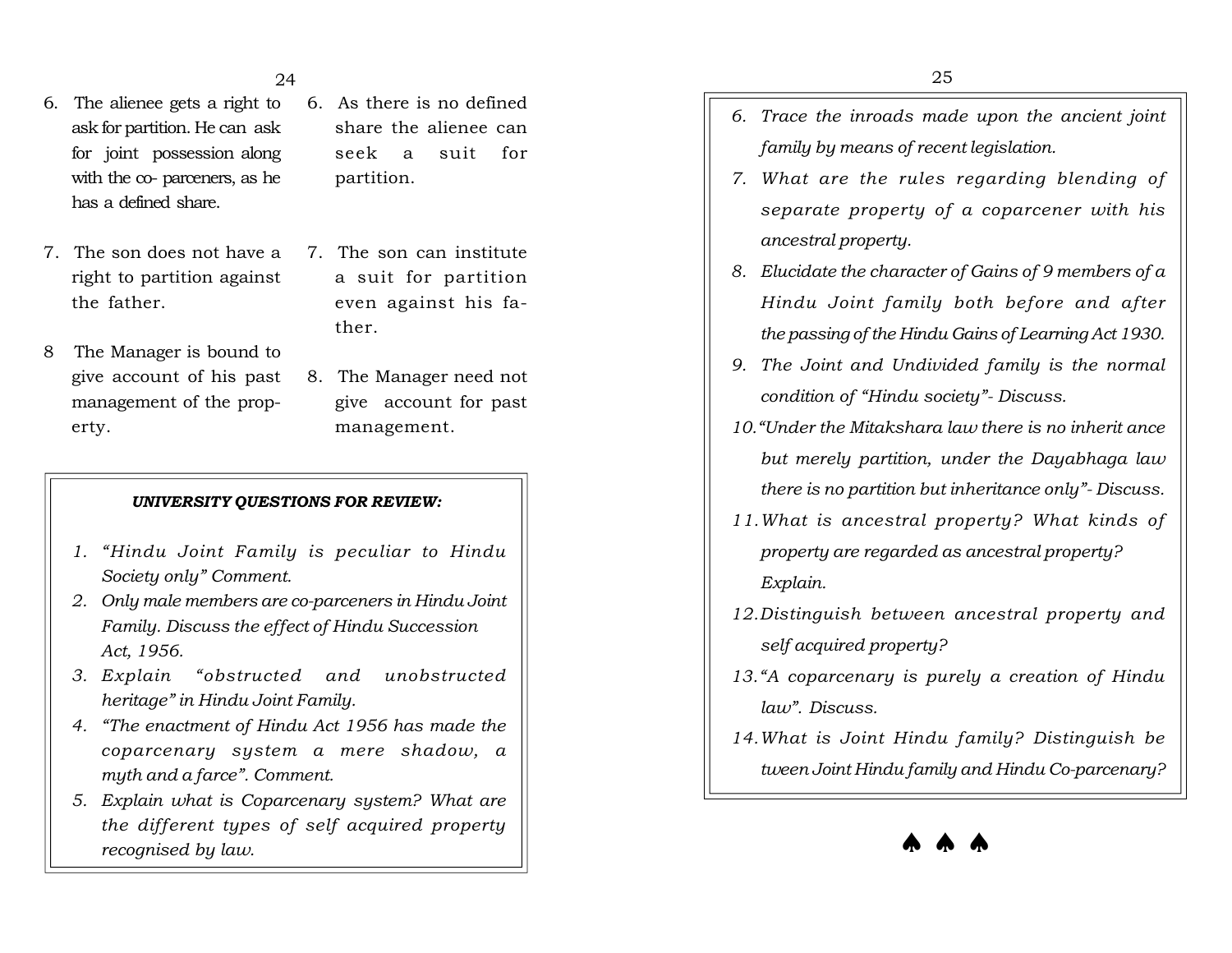| | |
|---|---|
| 6. The alienee gets a right to ask for partition. He can ask for joint possession along with the co- parceners, as he has a defined share. | 6. As there is no defined share the alienee can seek a suit for partition. |
| 7. The son does not have a right to partition against the father. | 7. The son can institute a suit for partition even against his father. |
| 8 The Manager is bound to give account of his past management of the property. | 8. The Manager need not give account for past management. |

***UNIVERSITY QUESTIONS FOR REVIEW:***

1. *"Hindu Joint Family is peculiar to Hindu Society only" Comment.*
2. *Only male members are co-parceners in Hindu Joint Family. Discuss the effect of Hindu Succession Act, 1956.*
3. *Explain "obstructed and unobstructed heritage" in Hindu Joint Family.*
4. *"The enactment of Hindu Act 1956 has made the coparcenary system a mere shadow, a myth and a farce". Comment.*
5. *Explain what is Coparcenary system? What are the different types of self acquired property recognised by law.*
6. *Trace the inroads made upon the ancient joint family by means of recent legislation.*
7. *What are the rules regarding blending of separate property of a coparcener with his ancestral property.*
8. *Elucidate the character of Gains of 9 members of a Hindu Joint family both before and after the passing of the Hindu Gains of Learning Act 1930.*
9. *The Joint and Undivided family is the normal condition of "Hindu society"- Discuss.*
10. *"Under the Mitakshara law there is no inherit ance but merely partition, under the Dayabhaga law there is no partition but inheritance only"- Discuss.*
11. *What is ancestral property? What kinds of property are regarded as ancestral property? Explain.*
12. *Distinguish between ancestral property and self acquired property?*
13. *"A coparcenary is purely a creation of Hindu law". Discuss.*
14. *What is Joint Hindu family? Distinguish be tween Joint Hindu family and Hindu Co-parcenary?*

♠ ♠ ♠